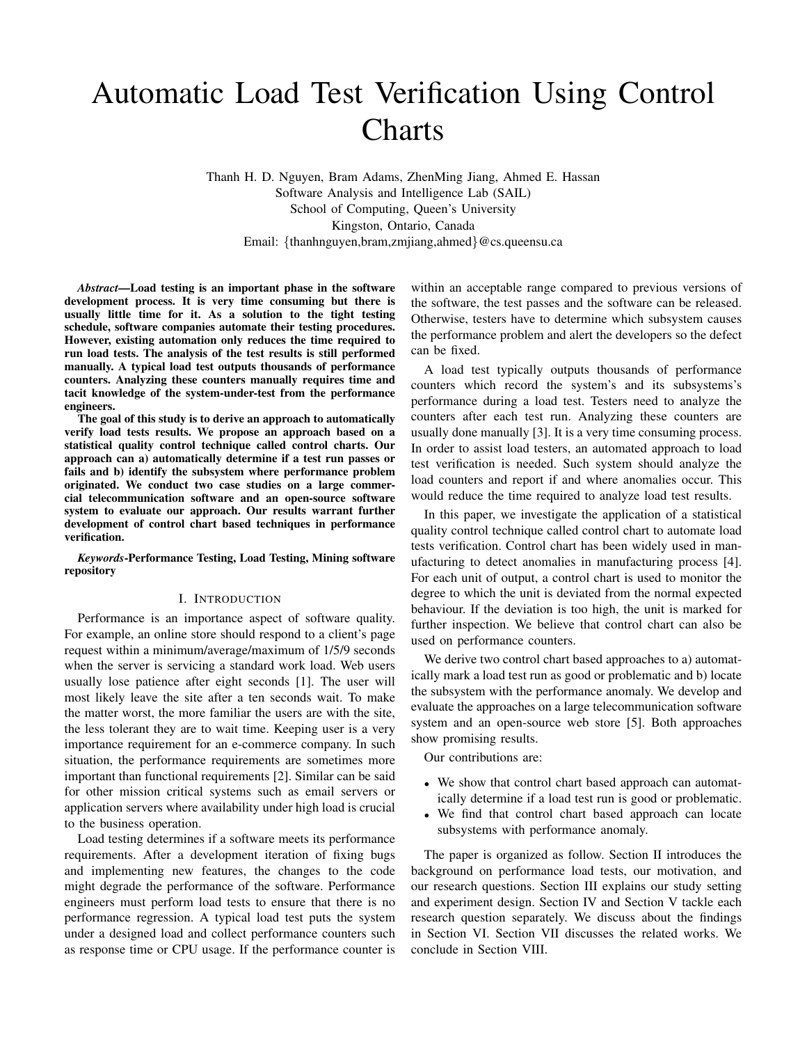# Automatic Load Test Verification Using Control Charts

Thanh H. D. Nguyen, Bram Adams, ZhenMing Jiang, Ahmed E. Hassan
Software Analysis and Intelligence Lab (SAIL)
School of Computing, Queen's University
Kingston, Ontario, Canada
Email: {thanhnguyen,bram,zmjiang,ahmed}@cs.queensu.ca

***Abstract*—Load testing is an important phase in the software development process. It is very time consuming but there is usually little time for it. As a solution to the tight testing schedule, software companies automate their testing procedures. However, existing automation only reduces the time required to run load tests. The analysis of the test results is still performed manually. A typical load test outputs thousands of performance counters. Analyzing these counters manually requires time and tacit knowledge of the system-under-test from the performance engineers.**

**The goal of this study is to derive an approach to automatically verify load tests results. We propose an approach based on a statistical quality control technique called control charts. Our approach can a) automatically determine if a test run passes or fails and b) identify the subsystem where performance problem originated. We conduct two case studies on a large commercial telecommunication software and an open-source software system to evaluate our approach. Our results warrant further development of control chart based techniques in performance verification.**

***Keywords*-Performance Testing, Load Testing, Mining software repository**

## I. Introduction

Performance is an importance aspect of software quality. For example, an online store should respond to a client's page request within a minimum/average/maximum of 1/5/9 seconds when the server is servicing a standard work load. Web users usually lose patience after eight seconds [1]. The user will most likely leave the site after a ten seconds wait. To make the matter worst, the more familiar the users are with the site, the less tolerant they are to wait time. Keeping user is a very importance requirement for an e-commerce company. In such situation, the performance requirements are sometimes more important than functional requirements [2]. Similar can be said for other mission critical systems such as email servers or application servers where availability under high load is crucial to the business operation.

Load testing determines if a software meets its performance requirements. After a development iteration of fixing bugs and implementing new features, the changes to the code might degrade the performance of the software. Performance engineers must perform load tests to ensure that there is no performance regression. A typical load test puts the system under a designed load and collect performance counters such as response time or CPU usage. If the performance counter is within an acceptable range compared to previous versions of the software, the test passes and the software can be released. Otherwise, testers have to determine which subsystem causes the performance problem and alert the developers so the defect can be fixed.

A load test typically outputs thousands of performance counters which record the system's and its subsystems's performance during a load test. Testers need to analyze the counters after each test run. Analyzing these counters are usually done manually [3]. It is a very time consuming process. In order to assist load testers, an automated approach to load test verification is needed. Such system should analyze the load counters and report if and where anomalies occur. This would reduce the time required to analyze load test results.

In this paper, we investigate the application of a statistical quality control technique called control chart to automate load tests verification. Control chart has been widely used in manufacturing to detect anomalies in manufacturing process [4]. For each unit of output, a control chart is used to monitor the degree to which the unit is deviated from the normal expected behaviour. If the deviation is too high, the unit is marked for further inspection. We believe that control chart can also be used on performance counters.

We derive two control chart based approaches to a) automatically mark a load test run as good or problematic and b) locate the subsystem with the performance anomaly. We develop and evaluate the approaches on a large telecommunication software system and an open-source web store [5]. Both approaches show promising results.

Our contributions are:

- We show that control chart based approach can automatically determine if a load test run is good or problematic.
- We find that control chart based approach can locate subsystems with performance anomaly.

The paper is organized as follow. Section II introduces the background on performance load tests, our motivation, and our research questions. Section III explains our study setting and experiment design. Section IV and Section V tackle each research question separately. We discuss about the findings in Section VI. Section VII discusses the related works. We conclude in Section VIII.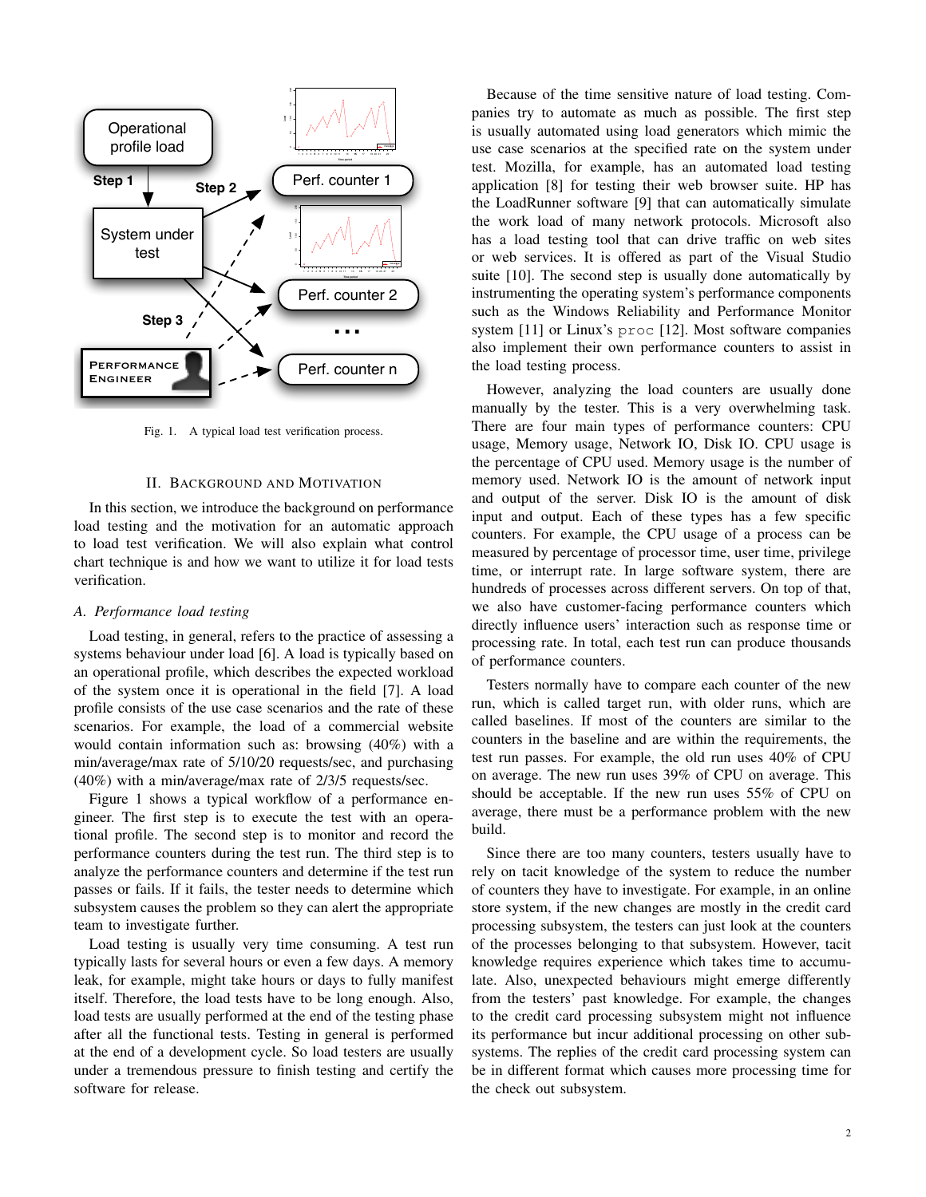Fig. 1. A typical load test verification process.

## II. Background and Motivation

In this section, we introduce the background on performance load testing and the motivation for an automatic approach to load test verification. We will also explain what control chart technique is and how we want to utilize it for load tests verification.

### A. Performance load testing

Load testing, in general, refers to the practice of assessing a systems behaviour under load [6]. A load is typically based on an operational profile, which describes the expected workload of the system once it is operational in the field [7]. A load profile consists of the use case scenarios and the rate of these scenarios. For example, the load of a commercial website would contain information such as: browsing (40%) with a min/average/max rate of 5/10/20 requests/sec, and purchasing (40%) with a min/average/max rate of 2/3/5 requests/sec.

Figure 1 shows a typical workflow of a performance engineer. The first step is to execute the test with an operational profile. The second step is to monitor and record the performance counters during the test run. The third step is to analyze the performance counters and determine if the test run passes or fails. If it fails, the tester needs to determine which subsystem causes the problem so they can alert the appropriate team to investigate further.

Load testing is usually very time consuming. A test run typically lasts for several hours or even a few days. A memory leak, for example, might take hours or days to fully manifest itself. Therefore, the load tests have to be long enough. Also, load tests are usually performed at the end of the testing phase after all the functional tests. Testing in general is performed at the end of a development cycle. So load testers are usually under a tremendous pressure to finish testing and certify the software for release.

Because of the time sensitive nature of load testing. Companies try to automate as much as possible. The first step is usually automated using load generators which mimic the use case scenarios at the specified rate on the system under test. Mozilla, for example, has an automated load testing application [8] for testing their web browser suite. HP has the LoadRunner software [9] that can automatically simulate the work load of many network protocols. Microsoft also has a load testing tool that can drive traffic on web sites or web services. It is offered as part of the Visual Studio suite [10]. The second step is usually done automatically by instrumenting the operating system's performance components such as the Windows Reliability and Performance Monitor system [11] or Linux's `proc` [12]. Most software companies also implement their own performance counters to assist in the load testing process.

However, analyzing the load counters are usually done manually by the tester. This is a very overwhelming task. There are four main types of performance counters: CPU usage, Memory usage, Network IO, Disk IO. CPU usage is the percentage of CPU used. Memory usage is the number of memory used. Network IO is the amount of network input and output of the server. Disk IO is the amount of disk input and output. Each of these types has a few specific counters. For example, the CPU usage of a process can be measured by percentage of processor time, user time, privilege time, or interrupt rate. In large software system, there are hundreds of processes across different servers. On top of that, we also have customer-facing performance counters which directly influence users' interaction such as response time or processing rate. In total, each test run can produce thousands of performance counters.

Testers normally have to compare each counter of the new run, which is called target run, with older runs, which are called baselines. If most of the counters are similar to the counters in the baseline and are within the requirements, the test run passes. For example, the old run uses 40% of CPU on average. The new run uses 39% of CPU on average. This should be acceptable. If the new run uses 55% of CPU on average, there must be a performance problem with the new build.

Since there are too many counters, testers usually have to rely on tacit knowledge of the system to reduce the number of counters they have to investigate. For example, in an online store system, if the new changes are mostly in the credit card processing subsystem, the testers can just look at the counters of the processes belonging to that subsystem. However, tacit knowledge requires experience which takes time to accumulate. Also, unexpected behaviours might emerge differently from the testers' past knowledge. For example, the changes to the credit card processing subsystem might not influence its performance but incur additional processing on other subsystems. The replies of the credit card processing system can be in different format which causes more processing time for the check out subsystem.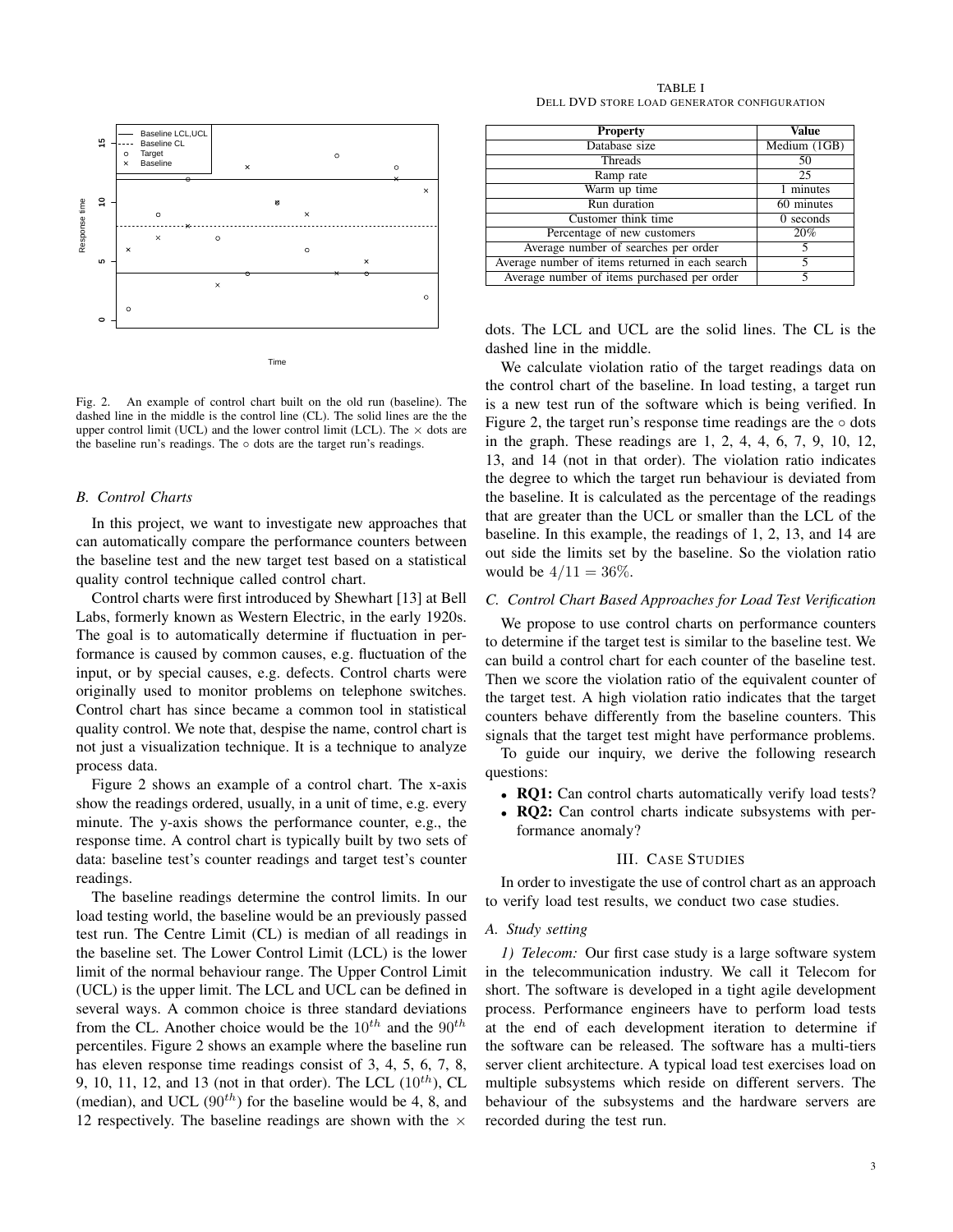Fig. 2. An example of control chart built on the old run (baseline). The dashed line in the middle is the control line (CL). The solid lines are the the upper control limit (UCL) and the lower control limit (LCL). The × dots are the baseline run's readings. The ○ dots are the target run's readings.

### B. Control Charts

In this project, we want to investigate new approaches that can automatically compare the performance counters between the baseline test and the new target test based on a statistical quality control technique called control chart.

Control charts were first introduced by Shewhart [13] at Bell Labs, formerly known as Western Electric, in the early 1920s. The goal is to automatically determine if fluctuation in performance is caused by common causes, e.g. fluctuation of the input, or by special causes, e.g. defects. Control charts were originally used to monitor problems on telephone switches. Control chart has since became a common tool in statistical quality control. We note that, despise the name, control chart is not just a visualization technique. It is a technique to analyze process data.

Figure 2 shows an example of a control chart. The x-axis show the readings ordered, usually, in a unit of time, e.g. every minute. The y-axis shows the performance counter, e.g., the response time. A control chart is typically built by two sets of data: baseline test's counter readings and target test's counter readings.

The baseline readings determine the control limits. In our load testing world, the baseline would be an previously passed test run. The Centre Limit (CL) is median of all readings in the baseline set. The Lower Control Limit (LCL) is the lower limit of the normal behaviour range. The Upper Control Limit (UCL) is the upper limit. The LCL and UCL can be defined in several ways. A common choice is three standard deviations from the CL. Another choice would be the $10^{th}$ and the $90^{th}$ percentiles. Figure 2 shows an example where the baseline run has eleven response time readings consist of 3, 4, 5, 6, 7, 8, 9, 10, 11, 12, and 13 (not in that order). The LCL ($10^{th}$), CL (median), and UCL ($90^{th}$) for the baseline would be 4, 8, and 12 respectively. The baseline readings are shown with the × dots. The LCL and UCL are the solid lines. The CL is the dashed line in the middle.

TABLE I
DELL DVD STORE LOAD GENERATOR CONFIGURATION

| Property | Value |
|---|---|
| Database size | Medium (1GB) |
| Threads | 50 |
| Ramp rate | 25 |
| Warm up time | 1 minutes |
| Run duration | 60 minutes |
| Customer think time | 0 seconds |
| Percentage of new customers | 20% |
| Average number of searches per order | 5 |
| Average number of items returned in each search | 5 |
| Average number of items purchased per order | 5 |

We calculate violation ratio of the target readings data on the control chart of the baseline. In load testing, a target run is a new test run of the software which is being verified. In Figure 2, the target run's response time readings are the ○ dots in the graph. These readings are 1, 2, 4, 4, 6, 7, 9, 10, 12, 13, and 14 (not in that order). The violation ratio indicates the degree to which the target run behaviour is deviated from the baseline. It is calculated as the percentage of the readings that are greater than the UCL or smaller than the LCL of the baseline. In this example, the readings of 1, 2, 13, and 14 are out side the limits set by the baseline. So the violation ratio would be $4/11 = 36\%$.

### C. Control Chart Based Approaches for Load Test Verification

We propose to use control charts on performance counters to determine if the target test is similar to the baseline test. We can build a control chart for each counter of the baseline test. Then we score the violation ratio of the equivalent counter of the target test. A high violation ratio indicates that the target counters behave differently from the baseline counters. This signals that the target test might have performance problems.

To guide our inquiry, we derive the following research questions:

- **RQ1:** Can control charts automatically verify load tests?
- **RQ2:** Can control charts indicate subsystems with performance anomaly?

## III. Case Studies

In order to investigate the use of control chart as an approach to verify load test results, we conduct two case studies.

### A. Study setting

*1) Telecom:* Our first case study is a large software system in the telecommunication industry. We call it Telecom for short. The software is developed in a tight agile development process. Performance engineers have to perform load tests at the end of each development iteration to determine if the software can be released. The software has a multi-tiers server client architecture. A typical load test exercises load on multiple subsystems which reside on different servers. The behaviour of the subsystems and the hardware servers are recorded during the test run.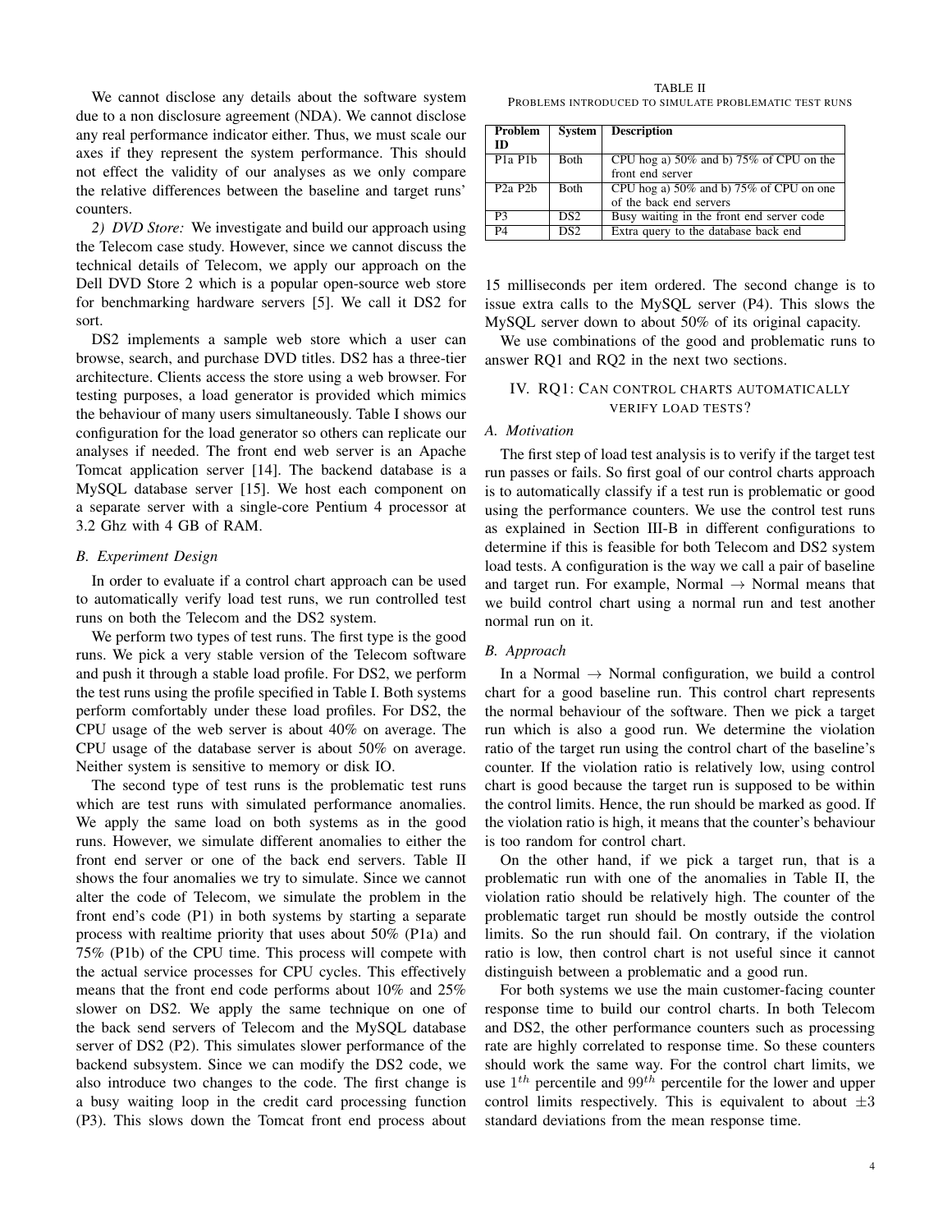We cannot disclose any details about the software system due to a non disclosure agreement (NDA). We cannot disclose any real performance indicator either. Thus, we must scale our axes if they represent the system performance. This should not effect the validity of our analyses as we only compare the relative differences between the baseline and target runs' counters.

*2) DVD Store:* We investigate and build our approach using the Telecom case study. However, since we cannot discuss the technical details of Telecom, we apply our approach on the Dell DVD Store 2 which is a popular open-source web store for benchmarking hardware servers [5]. We call it DS2 for sort.

DS2 implements a sample web store which a user can browse, search, and purchase DVD titles. DS2 has a three-tier architecture. Clients access the store using a web browser. For testing purposes, a load generator is provided which mimics the behaviour of many users simultaneously. Table I shows our configuration for the load generator so others can replicate our analyses if needed. The front end web server is an Apache Tomcat application server [14]. The backend database is a MySQL database server [15]. We host each component on a separate server with a single-core Pentium 4 processor at 3.2 Ghz with 4 GB of RAM.

### B. Experiment Design

In order to evaluate if a control chart approach can be used to automatically verify load test runs, we run controlled test runs on both the Telecom and the DS2 system.

We perform two types of test runs. The first type is the good runs. We pick a very stable version of the Telecom software and push it through a stable load profile. For DS2, we perform the test runs using the profile specified in Table I. Both systems perform comfortably under these load profiles. For DS2, the CPU usage of the web server is about 40% on average. The CPU usage of the database server is about 50% on average. Neither system is sensitive to memory or disk IO.

The second type of test runs is the problematic test runs which are test runs with simulated performance anomalies. We apply the same load on both systems as in the good runs. However, we simulate different anomalies to either the front end server or one of the back end servers. Table II shows the four anomalies we try to simulate. Since we cannot alter the code of Telecom, we simulate the problem in the front end's code (P1) in both systems by starting a separate process with realtime priority that uses about 50% (P1a) and 75% (P1b) of the CPU time. This process will compete with the actual service processes for CPU cycles. This effectively means that the front end code performs about 10% and 25% slower on DS2. We apply the same technique on one of the back send servers of Telecom and the MySQL database server of DS2 (P2). This simulates slower performance of the backend subsystem. Since we can modify the DS2 code, we also introduce two changes to the code. The first change is a busy waiting loop in the credit card processing function (P3). This slows down the Tomcat front end process about 15 milliseconds per item ordered. The second change is to issue extra calls to the MySQL server (P4). This slows the MySQL server down to about 50% of its original capacity.

TABLE II
PROBLEMS INTRODUCED TO SIMULATE PROBLEMATIC TEST RUNS

| Problem ID | System | Description |
|---|---|---|
| P1a P1b | Both | CPU hog a) 50% and b) 75% of CPU on the front end server |
| P2a P2b | Both | CPU hog a) 50% and b) 75% of CPU on one of the back end servers |
| P3 | DS2 | Busy waiting in the front end server code |
| P4 | DS2 | Extra query to the database back end |

We use combinations of the good and problematic runs to answer RQ1 and RQ2 in the next two sections.

## IV. RQ1: Can control charts automatically verify load tests?

### A. Motivation

The first step of load test analysis is to verify if the target test run passes or fails. So first goal of our control charts approach is to automatically classify if a test run is problematic or good using the performance counters. We use the control test runs as explained in Section III-B in different configurations to determine if this is feasible for both Telecom and DS2 system load tests. A configuration is the way we call a pair of baseline and target run. For example, Normal $\rightarrow$ Normal means that we build control chart using a normal run and test another normal run on it.

### B. Approach

In a Normal $\rightarrow$ Normal configuration, we build a control chart for a good baseline run. This control chart represents the normal behaviour of the software. Then we pick a target run which is also a good run. We determine the violation ratio of the target run using the control chart of the baseline's counter. If the violation ratio is relatively low, using control chart is good because the target run is supposed to be within the control limits. Hence, the run should be marked as good. If the violation ratio is high, it means that the counter's behaviour is too random for control chart.

On the other hand, if we pick a target run, that is a problematic run with one of the anomalies in Table II, the violation ratio should be relatively high. The counter of the problematic target run should be mostly outside the control limits. So the run should fail. On contrary, if the violation ratio is low, then control chart is not useful since it cannot distinguish between a problematic and a good run.

For both systems we use the main customer-facing counter response time to build our control charts. In both Telecom and DS2, the other performance counters such as processing rate are highly correlated to response time. So these counters should work the same way. For the control chart limits, we use $1^{th}$ percentile and $99^{th}$ percentile for the lower and upper control limits respectively. This is equivalent to about $\pm 3$ standard deviations from the mean response time.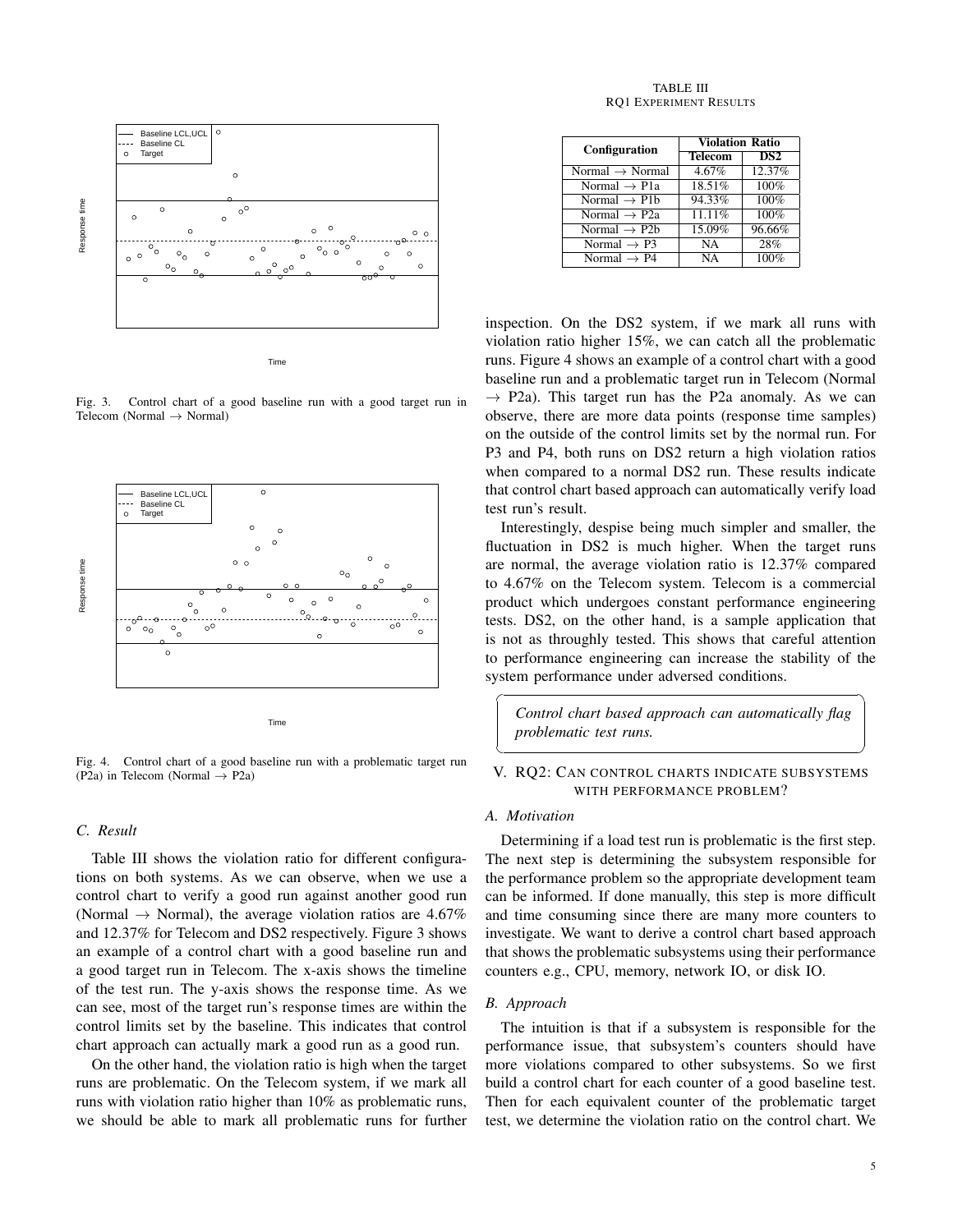Fig. 3. Control chart of a good baseline run with a good target run in Telecom (Normal → Normal)

Fig. 4. Control chart of a good baseline run with a problematic target run (P2a) in Telecom (Normal → P2a)

### C. Result

Table III shows the violation ratio for different configurations on both systems. As we can observe, when we use a control chart to verify a good run against another good run (Normal → Normal), the average violation ratios are 4.67% and 12.37% for Telecom and DS2 respectively. Figure 3 shows an example of a control chart with a good baseline run and a good target run in Telecom. The x-axis shows the timeline of the test run. The y-axis shows the response time. As we can see, most of the target run's response times are within the control limits set by the baseline. This indicates that control chart approach can actually mark a good run as a good run.

On the other hand, the violation ratio is high when the target runs are problematic. On the Telecom system, if we mark all runs with violation ratio higher than 10% as problematic runs, we should be able to mark all problematic runs for further inspection. On the DS2 system, if we mark all runs with violation ratio higher 15%, we can catch all the problematic runs. Figure 4 shows an example of a control chart with a good baseline run and a problematic target run in Telecom (Normal → P2a). This target run has the P2a anomaly. As we can observe, there are more data points (response time samples) on the outside of the control limits set by the normal run. For P3 and P4, both runs on DS2 return a high violation ratios when compared to a normal DS2 run. These results indicate that control chart based approach can automatically verify load test run's result.

TABLE III
RQ1 EXPERIMENT RESULTS

| Configuration | Violation Ratio | |
|---|---|---|
| | **Telecom** | **DS2** |
| Normal → Normal | 4.67% | 12.37% |
| Normal → P1a | 18.51% | 100% |
| Normal → P1b | 94.33% | 100% |
| Normal → P2a | 11.11% | 100% |
| Normal → P2b | 15.09% | 96.66% |
| Normal → P3 | NA | 28% |
| Normal → P4 | NA | 100% |

Interestingly, despise being much simpler and smaller, the fluctuation in DS2 is much higher. When the target runs are normal, the average violation ratio is 12.37% compared to 4.67% on the Telecom system. Telecom is a commercial product which undergoes constant performance engineering tests. DS2, on the other hand, is a sample application that is not as throughly tested. This shows that careful attention to performance engineering can increase the stability of the system performance under adversed conditions.

*Control chart based approach can automatically flag problematic test runs.*

## V. RQ2: CAN CONTROL CHARTS INDICATE SUBSYSTEMS WITH PERFORMANCE PROBLEM?

### A. Motivation

Determining if a load test run is problematic is the first step. The next step is determining the subsystem responsible for the performance problem so the appropriate development team can be informed. If done manually, this step is more difficult and time consuming since there are many more counters to investigate. We want to derive a control chart based approach that shows the problematic subsystems using their performance counters e.g., CPU, memory, network IO, or disk IO.

### B. Approach

The intuition is that if a subsystem is responsible for the performance issue, that subsystem's counters should have more violations compared to other subsystems. So we first build a control chart for each counter of a good baseline test. Then for each equivalent counter of the problematic target test, we determine the violation ratio on the control chart. We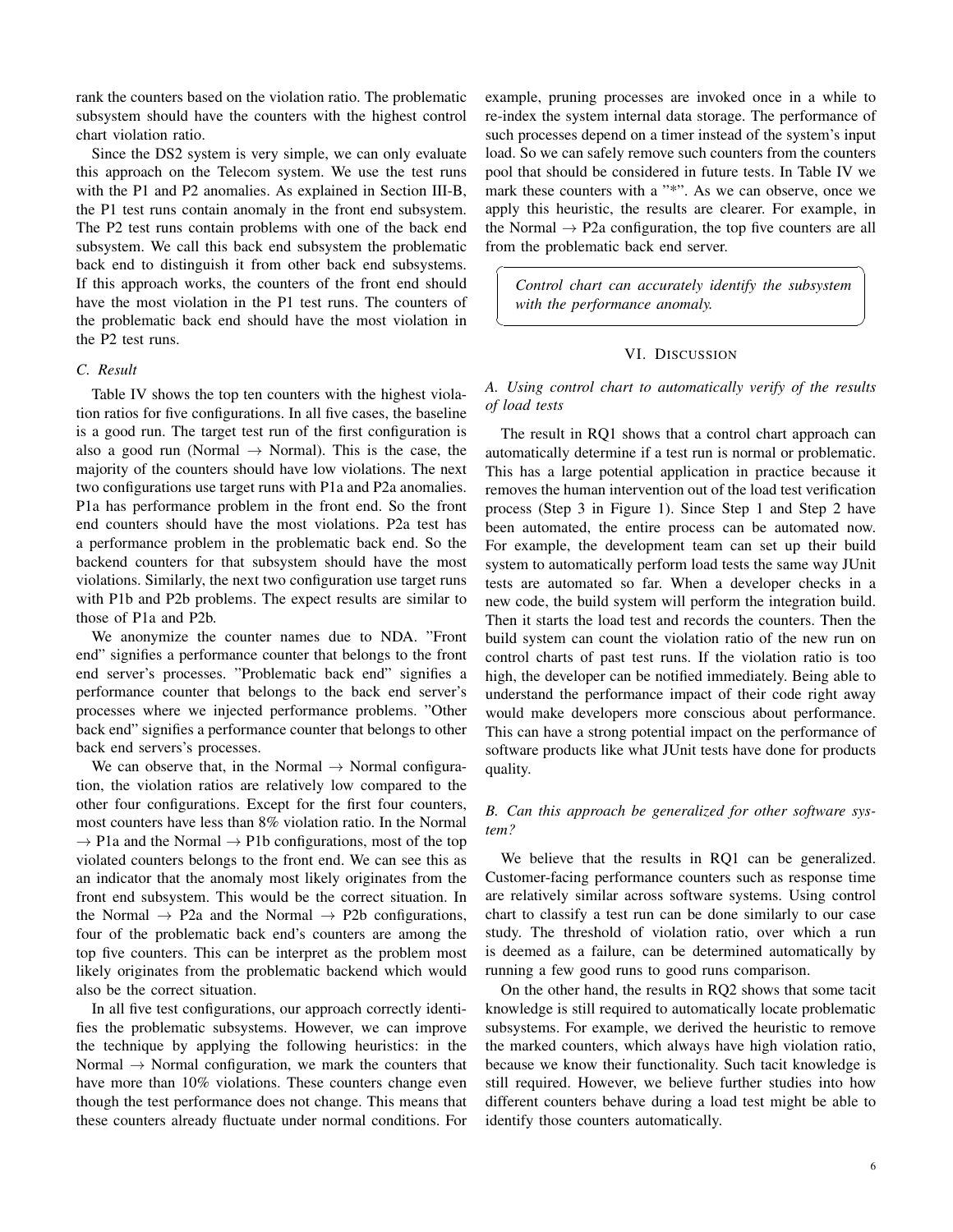rank the counters based on the violation ratio. The problematic subsystem should have the counters with the highest control chart violation ratio.

Since the DS2 system is very simple, we can only evaluate this approach on the Telecom system. We use the test runs with the P1 and P2 anomalies. As explained in Section III-B, the P1 test runs contain anomaly in the front end subsystem. The P2 test runs contain problems with one of the back end subsystem. We call this back end subsystem the problematic back end to distinguish it from other back end subsystems. If this approach works, the counters of the front end should have the most violation in the P1 test runs. The counters of the problematic back end should have the most violation in the P2 test runs.

### C. Result

Table IV shows the top ten counters with the highest violation ratios for five configurations. In all five cases, the baseline is a good run. The target test run of the first configuration is also a good run (Normal $\rightarrow$ Normal). This is the case, the majority of the counters should have low violations. The next two configurations use target runs with P1a and P2a anomalies. P1a has performance problem in the front end. So the front end counters should have the most violations. P2a test has a performance problem in the problematic back end. So the backend counters for that subsystem should have the most violations. Similarly, the next two configuration use target runs with P1b and P2b problems. The expect results are similar to those of P1a and P2b.

We anonymize the counter names due to NDA. "Front end" signifies a performance counter that belongs to the front end server's processes. "Problematic back end" signifies a performance counter that belongs to the back end server's processes where we injected performance problems. "Other back end" signifies a performance counter that belongs to other back end servers's processes.

We can observe that, in the Normal $\rightarrow$ Normal configuration, the violation ratios are relatively low compared to the other four configurations. Except for the first four counters, most counters have less than 8% violation ratio. In the Normal $\rightarrow$ P1a and the Normal $\rightarrow$ P1b configurations, most of the top violated counters belongs to the front end. We can see this as an indicator that the anomaly most likely originates from the front end subsystem. This would be the correct situation. In the Normal $\rightarrow$ P2a and the Normal $\rightarrow$ P2b configurations, four of the problematic back end's counters are among the top five counters. This can be interpret as the problem most likely originates from the problematic backend which would also be the correct situation.

In all five test configurations, our approach correctly identifies the problematic subsystems. However, we can improve the technique by applying the following heuristics: in the Normal $\rightarrow$ Normal configuration, we mark the counters that have more than 10% violations. These counters change even though the test performance does not change. This means that these counters already fluctuate under normal conditions. For example, pruning processes are invoked once in a while to re-index the system internal data storage. The performance of such processes depend on a timer instead of the system's input load. So we can safely remove such counters from the counters pool that should be considered in future tests. In Table IV we mark these counters with a "*". As we can observe, once we apply this heuristic, the results are clearer. For example, in the Normal $\rightarrow$ P2a configuration, the top five counters are all from the problematic back end server.

> *Control chart can accurately identify the subsystem with the performance anomaly.*

## VI. Discussion

### A. Using control chart to automatically verify of the results of load tests

The result in RQ1 shows that a control chart approach can automatically determine if a test run is normal or problematic. This has a large potential application in practice because it removes the human intervention out of the load test verification process (Step 3 in Figure 1). Since Step 1 and Step 2 have been automated, the entire process can be automated now. For example, the development team can set up their build system to automatically perform load tests the same way JUnit tests are automated so far. When a developer checks in a new code, the build system will perform the integration build. Then it starts the load test and records the counters. Then the build system can count the violation ratio of the new run on control charts of past test runs. If the violation ratio is too high, the developer can be notified immediately. Being able to understand the performance impact of their code right away would make developers more conscious about performance. This can have a strong potential impact on the performance of software products like what JUnit tests have done for products quality.

### B. Can this approach be generalized for other software system?

We believe that the results in RQ1 can be generalized. Customer-facing performance counters such as response time are relatively similar across software systems. Using control chart to classify a test run can be done similarly to our case study. The threshold of violation ratio, over which a run is deemed as a failure, can be determined automatically by running a few good runs to good runs comparison.

On the other hand, the results in RQ2 shows that some tacit knowledge is still required to automatically locate problematic subsystems. For example, we derived the heuristic to remove the marked counters, which always have high violation ratio, because we know their functionality. Such tacit knowledge is still required. However, we believe further studies into how different counters behave during a load test might be able to identify those counters automatically.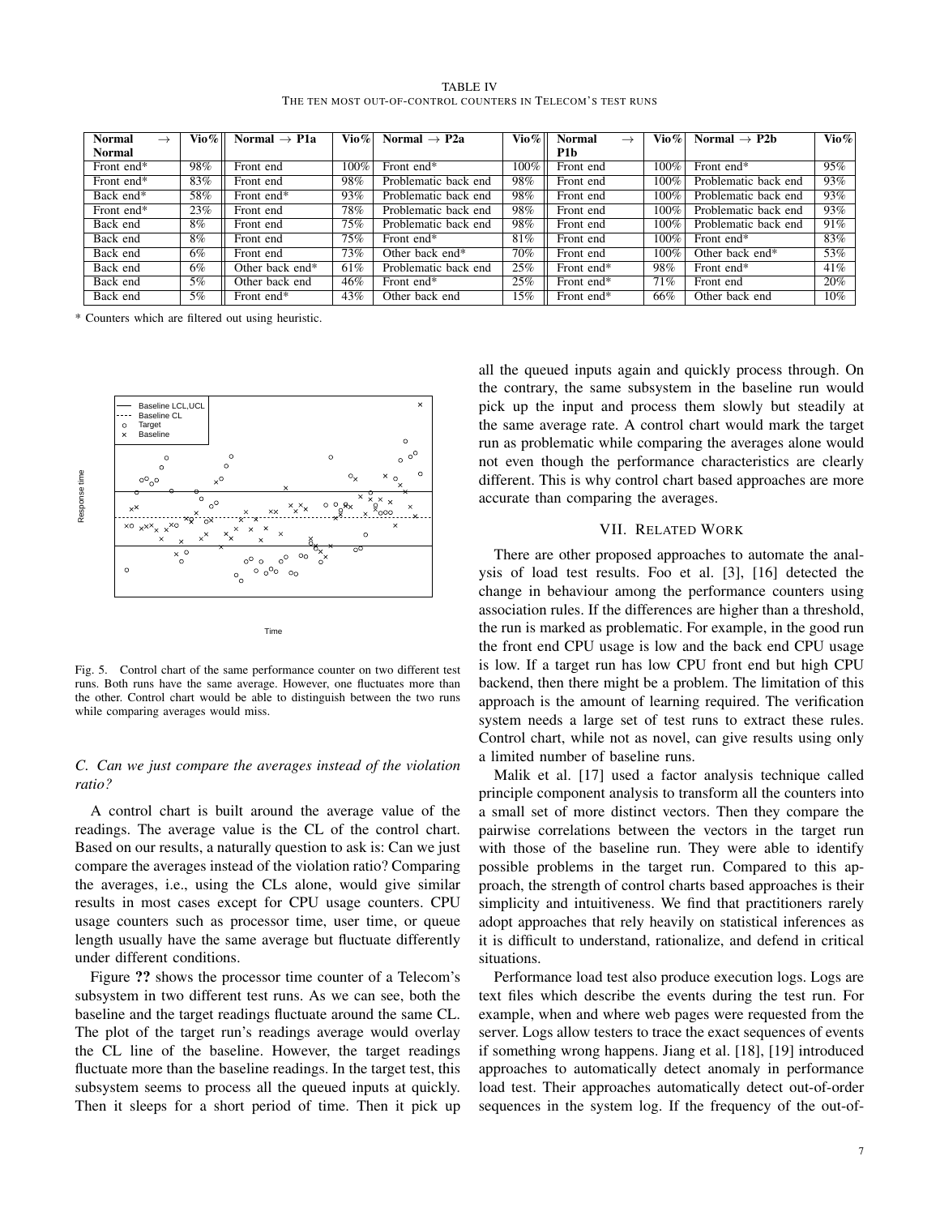TABLE IV
THE TEN MOST OUT-OF-CONTROL COUNTERS IN TELECOM'S TEST RUNS

| Normal → Normal | Vio% | Normal → P1a | Vio% | Normal → P2a | Vio% | Normal → P1b | Vio% | Normal → P2b | Vio% |
|---|---|---|---|---|---|---|---|---|---|
| Front end* | 98% | Front end | 100% | Front end* | 100% | Front end | 100% | Front end* | 95% |
| Front end* | 83% | Front end | 98% | Problematic back end | 98% | Front end | 100% | Problematic back end | 93% |
| Back end* | 58% | Front end* | 93% | Problematic back end | 98% | Front end | 100% | Problematic back end | 93% |
| Front end* | 23% | Front end | 78% | Problematic back end | 98% | Front end | 100% | Problematic back end | 93% |
| Back end | 8% | Front end | 75% | Problematic back end | 98% | Front end | 100% | Problematic back end | 91% |
| Back end | 8% | Front end | 75% | Front end* | 81% | Front end | 100% | Front end* | 83% |
| Back end | 6% | Front end | 73% | Other back end* | 70% | Front end | 100% | Other back end* | 53% |
| Back end | 6% | Other back end* | 61% | Problematic back end | 25% | Front end* | 98% | Front end* | 41% |
| Back end | 5% | Other back end | 46% | Front end* | 25% | Front end* | 71% | Front end | 20% |
| Back end | 5% | Front end* | 43% | Other back end | 15% | Front end* | 66% | Other back end | 10% |

\* Counters which are filtered out using heuristic.

Baseline LCL,UCL
Baseline CL
Target
Baseline
Response time
Time

Fig. 5. Control chart of the same performance counter on two different test runs. Both runs have the same average. However, one fluctuates more than the other. Control chart would be able to distinguish between the two runs while comparing averages would miss.

### C. Can we just compare the averages instead of the violation ratio?

A control chart is built around the average value of the readings. The average value is the CL of the control chart. Based on our results, a naturally question to ask is: Can we just compare the averages instead of the violation ratio? Comparing the averages, i.e., using the CLs alone, would give similar results in most cases except for CPU usage counters. CPU usage counters such as processor time, user time, or queue length usually have the same average but fluctuate differently under different conditions.

Figure **??** shows the processor time counter of a Telecom's subsystem in two different test runs. As we can see, both the baseline and the target readings fluctuate around the same CL. The plot of the target run's readings average would overlay the CL line of the baseline. However, the target readings fluctuate more than the baseline readings. In the target test, this subsystem seems to process all the queued inputs at quickly. Then it sleeps for a short period of time. Then it pick up all the queued inputs again and quickly process through. On the contrary, the same subsystem in the baseline run would pick up the input and process them slowly but steadily at the same average rate. A control chart would mark the target run as problematic while comparing the averages alone would not even though the performance characteristics are clearly different. This is why control chart based approaches are more accurate than comparing the averages.

## VII. Related Work

There are other proposed approaches to automate the analysis of load test results. Foo et al. [3], [16] detected the change in behaviour among the performance counters using association rules. If the differences are higher than a threshold, the run is marked as problematic. For example, in the good run the front end CPU usage is low and the back end CPU usage is low. If a target run has low CPU front end but high CPU backend, then there might be a problem. The limitation of this approach is the amount of learning required. The verification system needs a large set of test runs to extract these rules. Control chart, while not as novel, can give results using only a limited number of baseline runs.

Malik et al. [17] used a factor analysis technique called principle component analysis to transform all the counters into a small set of more distinct vectors. Then they compare the pairwise correlations between the vectors in the target run with those of the baseline run. They were able to identify possible problems in the target run. Compared to this approach, the strength of control charts based approaches is their simplicity and intuitiveness. We find that practitioners rarely adopt approaches that rely heavily on statistical inferences as it is difficult to understand, rationalize, and defend in critical situations.

Performance load test also produce execution logs. Logs are text files which describe the events during the test run. For example, when and where web pages were requested from the server. Logs allow testers to trace the exact sequences of events if something wrong happens. Jiang et al. [18], [19] introduced approaches to automatically detect anomaly in performance load test. Their approaches automatically detect out-of-order sequences in the system log. If the frequency of the out-of-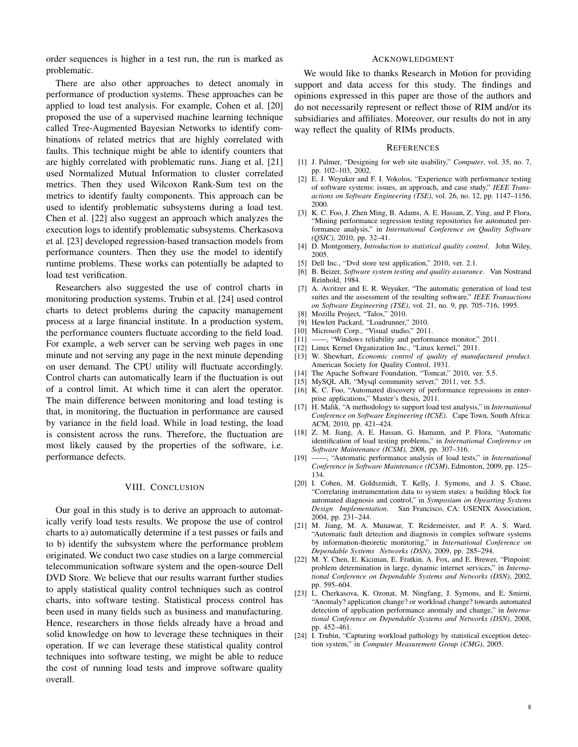order sequences is higher in a test run, the run is marked as problematic.

There are also other approaches to detect anomaly in performance of production systems. These approaches can be applied to load test analysis. For example, Cohen et al. [20] proposed the use of a supervised machine learning technique called Tree-Augmented Bayesian Networks to identify combinations of related metrics that are highly correlated with faults. This technique might be able to identify counters that are highly correlated with problematic runs. Jiang et al. [21] used Normalized Mutual Information to cluster correlated metrics. Then they used Wilcoxon Rank-Sum test on the metrics to identify faulty components. This approach can be used to identify problematic subsystems during a load test. Chen et al. [22] also suggest an approach which analyzes the execution logs to identify problematic subsystems. Cherkasova et al. [23] developed regression-based transaction models from performance counters. Then they use the model to identify runtime problems. These works can potentially be adapted to load test verification.

Researchers also suggested the use of control charts in monitoring production systems. Trubin et al. [24] used control charts to detect problems during the capacity management process at a large financial institute. In a production system, the performance counters fluctuate according to the field load. For example, a web server can be serving web pages in one minute and not serving any page in the next minute depending on user demand. The CPU utility will fluctuate accordingly. Control charts can automatically learn if the fluctuation is out of a control limit. At which time it can alert the operator. The main difference between monitoring and load testing is that, in monitoring, the fluctuation in performance are caused by variance in the field load. While in load testing, the load is consistent across the runs. Therefore, the fluctuation are most likely caused by the properties of the software, i.e. performance defects.

## VIII. Conclusion

Our goal in this study is to derive an approach to automatically verify load tests results. We propose the use of control charts to a) automatically determine if a test passes or fails and to b) identify the subsystem where the performance problem originated. We conduct two case studies on a large commercial telecommunication software system and the open-source Dell DVD Store. We believe that our results warrant further studies to apply statistical quality control techniques such as control charts, into software testing. Statistical process control has been used in many fields such as business and manufacturing. Hence, researchers in those fields already have a broad and solid knowledge on how to leverage these techniques in their operation. If we can leverage these statistical quality control techniques into software testing, we might be able to reduce the cost of running load tests and improve software quality overall.

## Acknowledgment

We would like to thanks Research in Motion for providing support and data access for this study. The findings and opinions expressed in this paper are those of the authors and do not necessarily represent or reflect those of RIM and/or its subsidiaries and affiliates. Moreover, our results do not in any way reflect the quality of RIMs products.

## References

[1] J. Palmer, "Designing for web site usability," *Computer*, vol. 35, no. 7, pp. 102–103, 2002.

[2] E. J. Weyuker and F. I. Vokolos, "Experience with performance testing of software systems: issues, an approach, and case study," *IEEE Transactions on Software Engineering (TSE)*, vol. 26, no. 12, pp. 1147–1156, 2000.

[3] K. C. Foo, J. Zhen Ming, B. Adams, A. E. Hassan, Z. Ying, and P. Flora, "Mining performance regression testing repositories for automated performance analysis," in *International Conference on Quality Software (QSIC)*, 2010, pp. 32–41.

[4] D. Montgomery, *Introduction to statistical quality control*. John Wiley, 2005.

[5] Dell Inc., "Dvd store test application," 2010, ver. 2.1.

[6] B. Beizer, *Software system testing and quality assurance*. Van Nostrand Reinhold, 1984.

[7] A. Avritzer and E. R. Weyuker, "The automatic generation of load test suites and the assessment of the resulting software," *IEEE Transactions on Software Engineering (TSE)*, vol. 21, no. 9, pp. 705–716, 1995.

[8] Mozilla Project, "Talos," 2010.

[9] Hewlett Packard, "Loadrunner," 2010.

[10] Microsoft Corp., "Visual studio," 2011.

[11] ——, "Windows reliability and performance monitor," 2011.

[12] Linux Kernel Organization Inc., "Linux kernel," 2011.

[13] W. Shewhart, *Economic control of quality of manufactured product*. American Society for Quality Control, 1931.

[14] The Apache Software Foundation, "Tomcat," 2010, ver. 5.5.

[15] MySQL AB, "Mysql community server," 2011, ver. 5.5.

[16] K. C. Foo, "Automated discovery of performance regressions in enterprise applications," Master's thesis, 2011.

[17] H. Malik, "A methodology to support load test analysis," in *International Conference on Software Engineering (ICSE)*. Cape Town, South Africa: ACM, 2010, pp. 421–424.

[18] Z. M. Jiang, A. E. Hassan, G. Hamann, and P. Flora, "Automatic identification of load testing problems," in *International Conference on Software Maintenance (ICSM)*, 2008, pp. 307–316.

[19] ——, "Automatic performance analysis of load tests," in *International Conference in Software Maintenance (ICSM)*, Edmonton, 2009, pp. 125–134.

[20] I. Cohen, M. Goldszmidt, T. Kelly, J. Symons, and J. S. Chase, "Correlating instrumentation data to system states: a building block for automated diagnosis and control," in *Symposium on Opearting Systems Design Implementation*. San Francisco, CA: USENIX Association, 2004, pp. 231–244.

[21] M. Jiang, M. A. Munawar, T. Reidemeister, and P. A. S. Ward, "Automatic fault detection and diagnosis in complex software systems by information-theoretic monitoring," in *International Conference on Dependable Systems Networks (DSN)*, 2009, pp. 285–294.

[22] M. Y. Chen, E. Kiciman, E. Fratkin, A. Fox, and E. Brewer, "Pinpoint: problem determination in large, dynamic internet services," in *International Conference on Dependable Systems and Networks (DSN)*, 2002, pp. 595–604.

[23] L. Cherkasova, K. Ozonat, M. Ningfang, J. Symons, and E. Smirni, "Anomaly? application change? or workload change? towards automated detection of application performance anomaly and change," in *International Conference on Dependable Systems and Networks (DSN)*, 2008, pp. 452–461.

[24] I. Trubin, "Capturing workload pathology by statistical exception detection system," in *Computer Measurement Group (CMG)*, 2005.